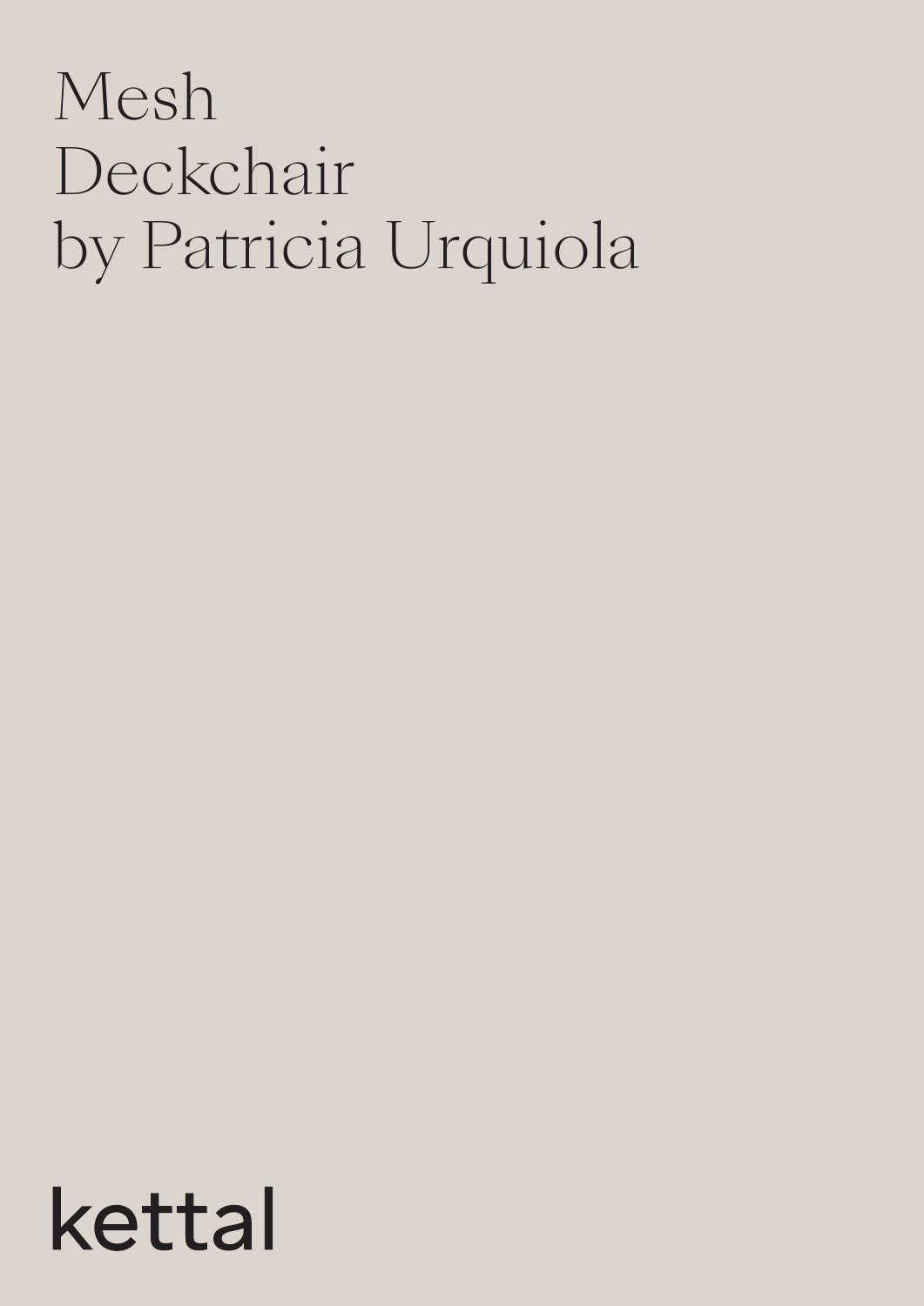# Mesh Deckchair by Patricia Urquiola

kettal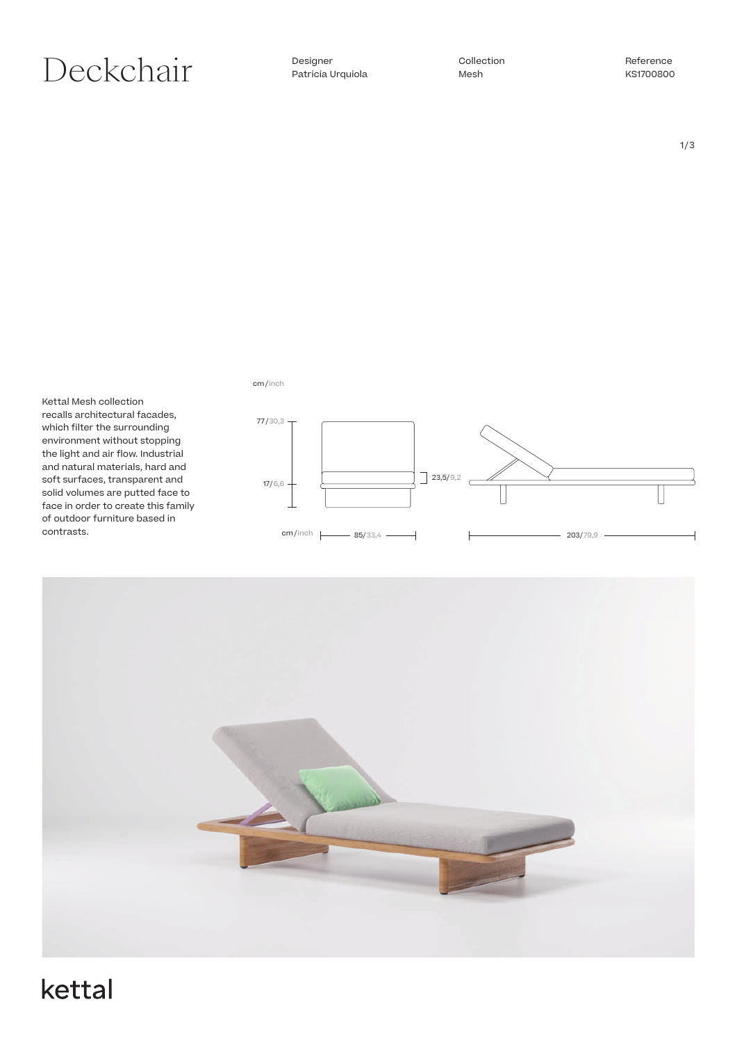# Deckchair

Designer
Patricia Urquiola

Collection
Mesh

Reference
KS1700800

Kettal Mesh collection recalls architectural facades, which filter the surrounding environment without stopping the light and air flow. Industrial and natural materials, hard and soft surfaces, transparent and solid volumes are putted face to face in order to create this family of outdoor furniture based in contrasts.

cm/inch

77/30,3

17/6,6

23,5/9,2

cm/inch 85/33,4

203/79,9

kettal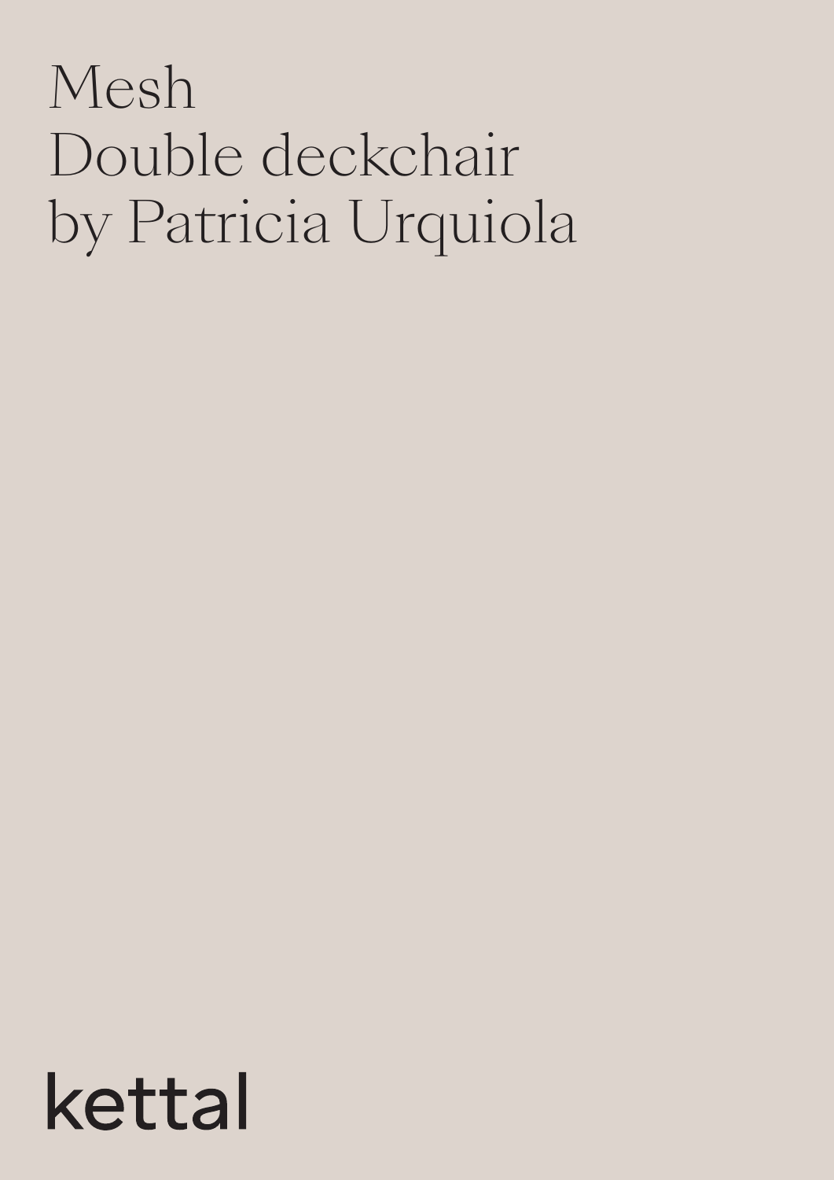# Mesh
# Double deckchair
# by Patricia Urquiola

kettal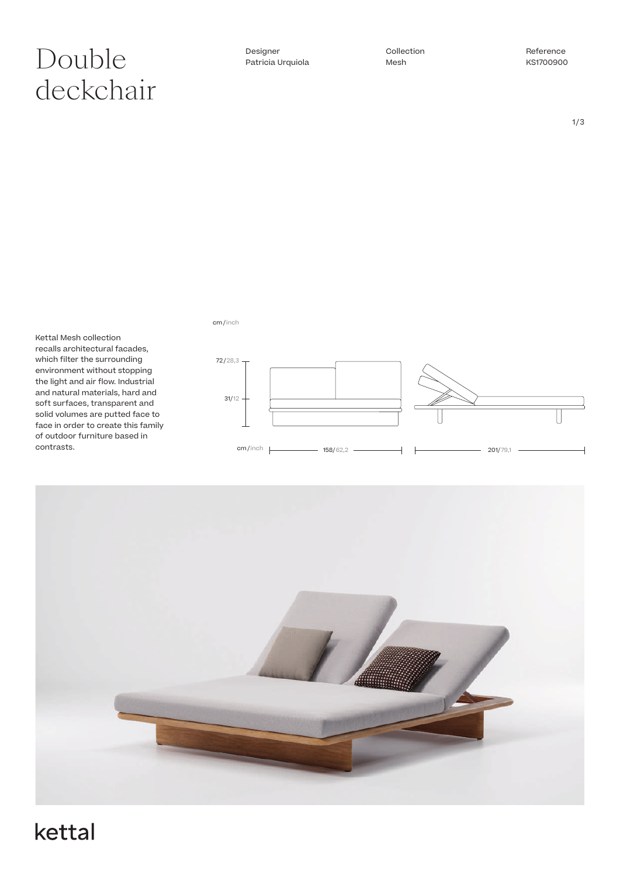# Double deckchair

Designer
Patricia Urquiola

Collection
Mesh

Reference
KS1700900

Kettal Mesh collection recalls architectural facades, which filter the surrounding environment without stopping the light and air flow. Industrial and natural materials, hard and soft surfaces, transparent and solid volumes are putted face to face in order to create this family of outdoor furniture based in contrasts.

cm/inch

72/28,3

31/12

cm/inch 158/62,2

201/79,1

kettal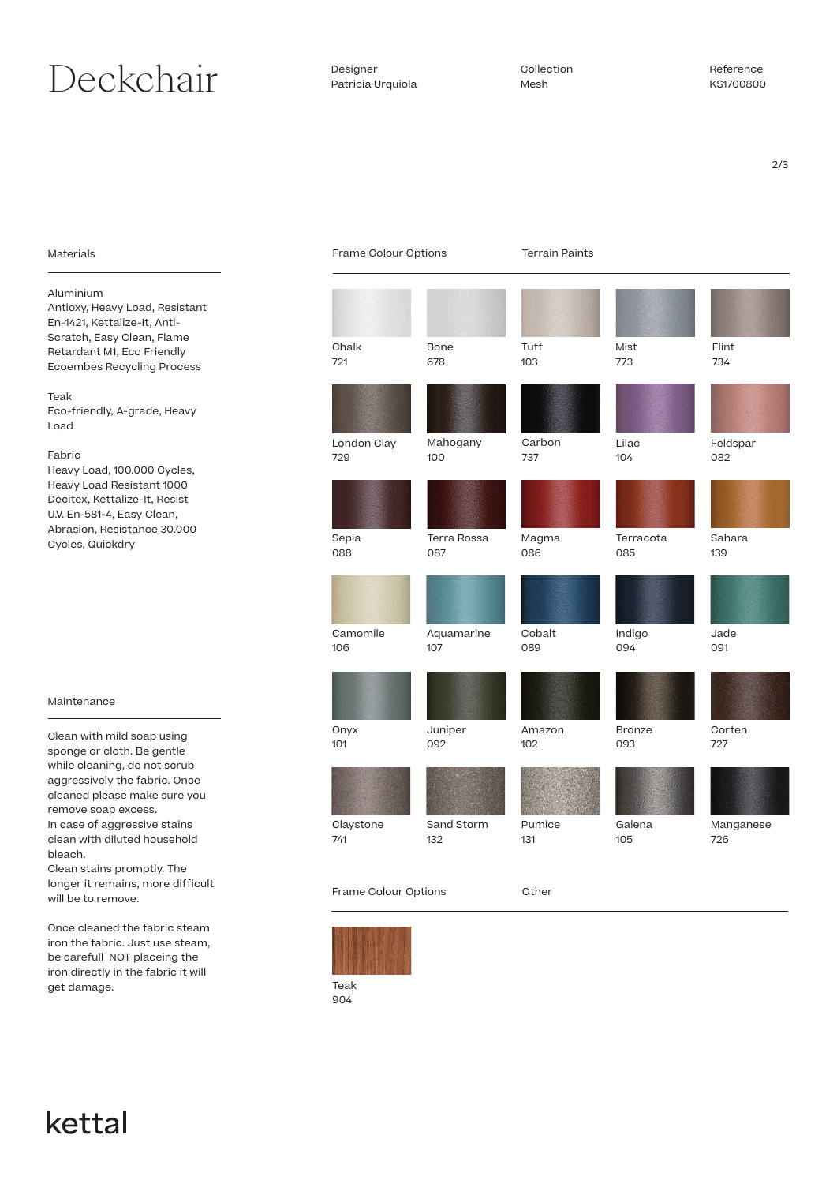# Deckchair

Designer
Patricia Urquiola

Collection
Mesh

Reference
KS1700800

## Materials

Aluminium
Antioxy, Heavy Load, Resistant En-1421, Kettalize-It, Anti-Scratch, Easy Clean, Flame Retardant M1, Eco Friendly Ecoembes Recycling Process

Teak
Eco-friendly, A-grade, Heavy Load

Fabric
Heavy Load, 100.000 Cycles, Heavy Load Resistant 1000 Decitex, Kettalize-It, Resist U.V. En-581-4, Easy Clean, Abrasion, Resistance 30.000 Cycles, Quickdry

## Maintenance

Clean with mild soap using sponge or cloth. Be gentle while cleaning, do not scrub aggressively the fabric. Once cleaned please make sure you remove soap excess.
In case of aggressive stains clean with diluted household bleach.
Clean stains promptly. The longer it remains, more difficult will be to remove.

Once cleaned the fabric steam iron the fabric. Just use steam, be carefull NOT placeing the iron directly in the fabric it will get damage.

## Frame Colour Options — Terrain Paints

| | | | | |
|---|---|---|---|---|
| Chalk 721 | Bone 678 | Tuff 103 | Mist 773 | Flint 734 |
| London Clay 729 | Mahogany 100 | Carbon 737 | Lilac 104 | Feldspar 082 |
| Sepia 088 | Terra Rossa 087 | Magma 086 | Terracota 085 | Sahara 139 |
| Camomile 106 | Aquamarine 107 | Cobalt 089 | Indigo 094 | Jade 091 |
| Onyx 101 | Juniper 092 | Amazon 102 | Bronze 093 | Corten 727 |
| Claystone 741 | Sand Storm 132 | Pumice 131 | Galena 105 | Manganese 726 |

## Frame Colour Options — Other

Teak
904

kettal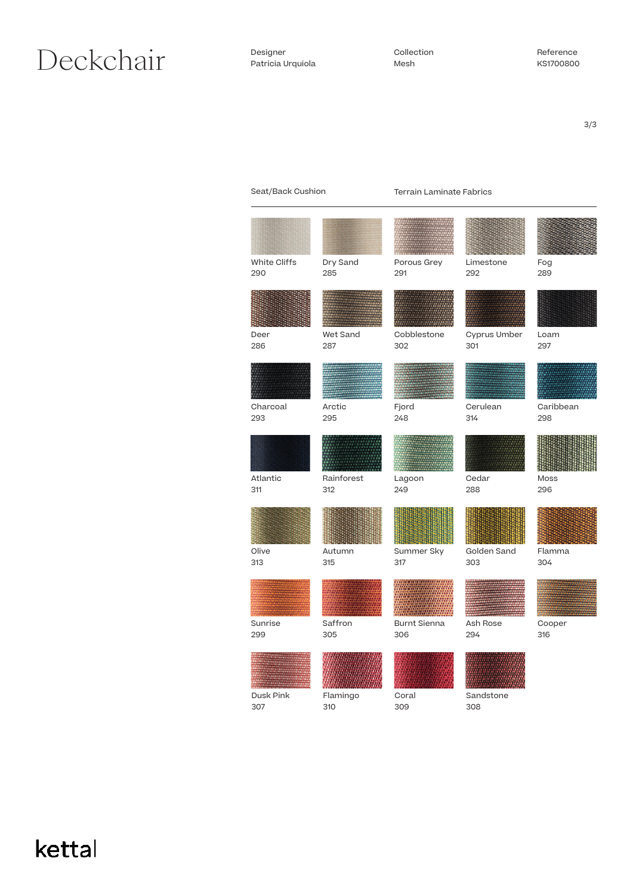# Deckchair

Designer
Patricia Urquiola

Collection
Mesh

Reference
KS1700800

Seat/Back Cushion

Terrain Laminate Fabrics

| | | | | |
|---|---|---|---|---|
| White Cliffs 290 | Dry Sand 285 | Porous Grey 291 | Limestone 292 | Fog 289 |
| Deer 286 | Wet Sand 287 | Cobblestone 302 | Cyprus Umber 301 | Loam 297 |
| Charcoal 293 | Arctic 295 | Fjord 248 | Cerulean 314 | Caribbean 298 |
| Atlantic 311 | Rainforest 312 | Lagoon 249 | Cedar 288 | Moss 296 |
| Olive 313 | Autumn 315 | Summer Sky 317 | Golden Sand 303 | Flamma 304 |
| Sunrise 299 | Saffron 305 | Burnt Sienna 306 | Ash Rose 294 | Cooper 316 |
| Dusk Pink 307 | Flamingo 310 | Coral 309 | Sandstone 308 | |

kettal